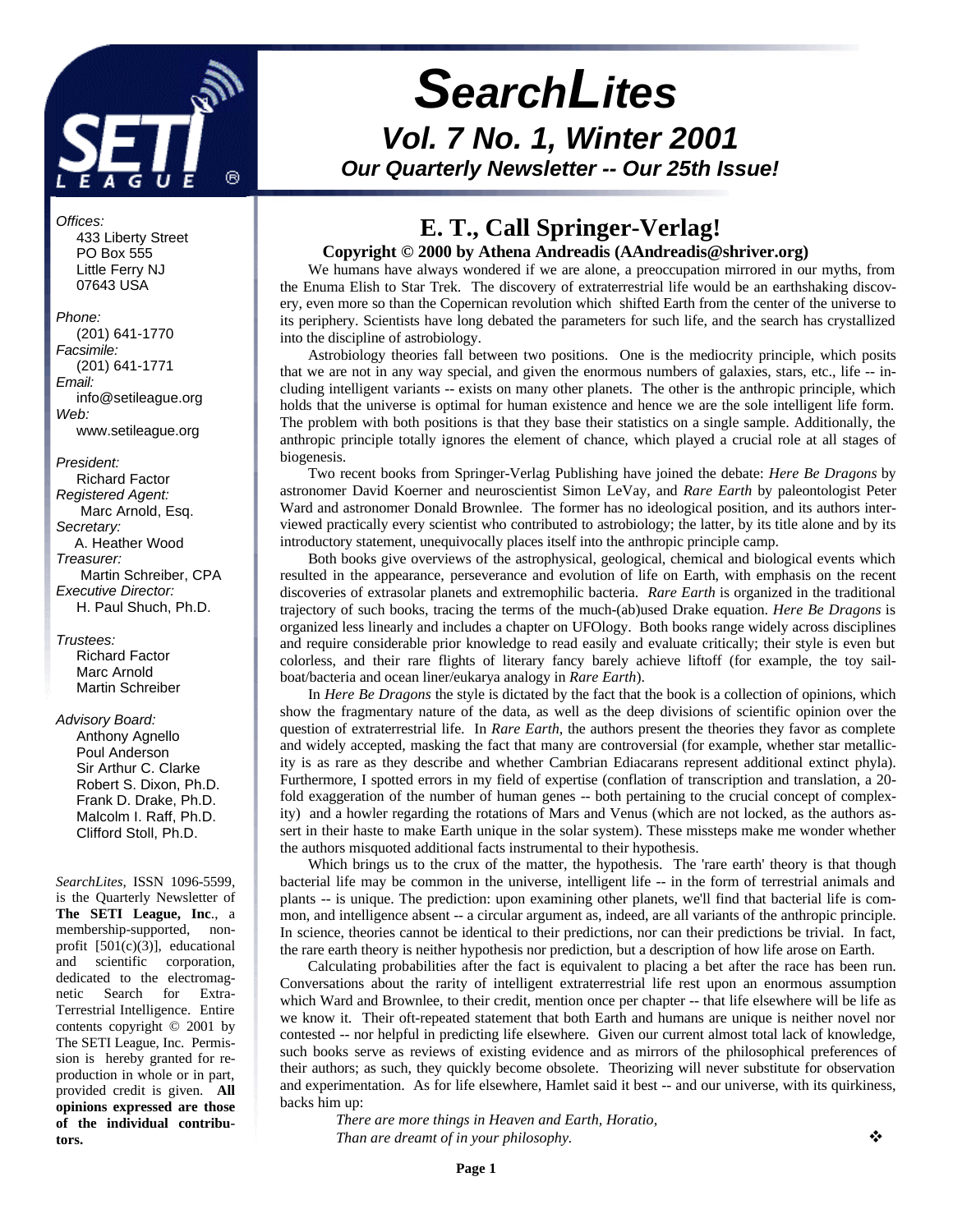# SearchLites

## Vol. 7 No. 1, Winter 2001

### Our Quarterly Newsletter -- Our 25th Issue!

*Offices:*
433 Liberty Street
PO Box 555
Little Ferry NJ
07643 USA

*Phone:*
(201) 641-1770
*Facsimile:*
(201) 641-1771
*Email:*
info@setileague.org
*Web:*
www.setileague.org

*President:*
Richard Factor
*Registered Agent:*
Marc Arnold, Esq.
*Secretary:*
A. Heather Wood
*Treasurer:*
Martin Schreiber, CPA
*Executive Director:*
H. Paul Shuch, Ph.D.

*Trustees:*
Richard Factor
Marc Arnold
Martin Schreiber

*Advisory Board:*
Anthony Agnello
Poul Anderson
Sir Arthur C. Clarke
Robert S. Dixon, Ph.D.
Frank D. Drake, Ph.D.
Malcolm I. Raff, Ph.D.
Clifford Stoll, Ph.D.

*SearchLites*, ISSN 1096-5599, is the Quarterly Newsletter of **The SETI League, Inc**., a membership-supported, non-profit [501(c)(3)], educational and scientific corporation, dedicated to the electromagnetic Search for Extra-Terrestrial Intelligence. Entire contents copyright © 2001 by The SETI League, Inc. Permission is hereby granted for reproduction in whole or in part, provided credit is given. **All opinions expressed are those of the individual contributors.**

## E. T., Call Springer-Verlag!

**Copyright © 2000 by Athena Andreadis (AAndreadis@shriver.org)**

We humans have always wondered if we are alone, a preoccupation mirrored in our myths, from the Enuma Elish to Star Trek. The discovery of extraterrestrial life would be an earthshaking discovery, even more so than the Copernican revolution which shifted Earth from the center of the universe to its periphery. Scientists have long debated the parameters for such life, and the search has crystallized into the discipline of astrobiology.

Astrobiology theories fall between two positions. One is the mediocrity principle, which posits that we are not in any way special, and given the enormous numbers of galaxies, stars, etc., life -- including intelligent variants -- exists on many other planets. The other is the anthropic principle, which holds that the universe is optimal for human existence and hence we are the sole intelligent life form. The problem with both positions is that they base their statistics on a single sample. Additionally, the anthropic principle totally ignores the element of chance, which played a crucial role at all stages of biogenesis.

Two recent books from Springer-Verlag Publishing have joined the debate: *Here Be Dragons* by astronomer David Koerner and neuroscientist Simon LeVay, and *Rare Earth* by paleontologist Peter Ward and astronomer Donald Brownlee. The former has no ideological position, and its authors interviewed practically every scientist who contributed to astrobiology; the latter, by its title alone and by its introductory statement, unequivocally places itself into the anthropic principle camp.

Both books give overviews of the astrophysical, geological, chemical and biological events which resulted in the appearance, perseverance and evolution of life on Earth, with emphasis on the recent discoveries of extrasolar planets and extremophilic bacteria. *Rare Earth* is organized in the traditional trajectory of such books, tracing the terms of the much-(ab)used Drake equation. *Here Be Dragons* is organized less linearly and includes a chapter on UFOlogy. Both books range widely across disciplines and require considerable prior knowledge to read easily and evaluate critically; their style is even but colorless, and their rare flights of literary fancy barely achieve liftoff (for example, the toy sailboat/bacteria and ocean liner/eukarya analogy in *Rare Earth*).

In *Here Be Dragons* the style is dictated by the fact that the book is a collection of opinions, which show the fragmentary nature of the data, as well as the deep divisions of scientific opinion over the question of extraterrestrial life. In *Rare Earth*, the authors present the theories they favor as complete and widely accepted, masking the fact that many are controversial (for example, whether star metallicity is as rare as they describe and whether Cambrian Ediacarans represent additional extinct phyla). Furthermore, I spotted errors in my field of expertise (conflation of transcription and translation, a 20-fold exaggeration of the number of human genes -- both pertaining to the crucial concept of complexity) and a howler regarding the rotations of Mars and Venus (which are not locked, as the authors assert in their haste to make Earth unique in the solar system). These missteps make me wonder whether the authors misquoted additional facts instrumental to their hypothesis.

Which brings us to the crux of the matter, the hypothesis. The 'rare earth' theory is that though bacterial life may be common in the universe, intelligent life -- in the form of terrestrial animals and plants -- is unique. The prediction: upon examining other planets, we'll find that bacterial life is common, and intelligence absent -- a circular argument as, indeed, are all variants of the anthropic principle. In science, theories cannot be identical to their predictions, nor can their predictions be trivial. In fact, the rare earth theory is neither hypothesis nor prediction, but a description of how life arose on Earth.

Calculating probabilities after the fact is equivalent to placing a bet after the race has been run. Conversations about the rarity of intelligent extraterrestrial life rest upon an enormous assumption which Ward and Brownlee, to their credit, mention once per chapter -- that life elsewhere will be life as we know it. Their oft-repeated statement that both Earth and humans are unique is neither novel nor contested -- nor helpful in predicting life elsewhere. Given our current almost total lack of knowledge, such books serve as reviews of existing evidence and as mirrors of the philosophical preferences of their authors; as such, they quickly become obsolete. Theorizing will never substitute for observation and experimentation. As for life elsewhere, Hamlet said it best -- and our universe, with its quirkiness, backs him up:

> *There are more things in Heaven and Earth, Horatio,*
> *Than are dreamt of in your philosophy.*

❖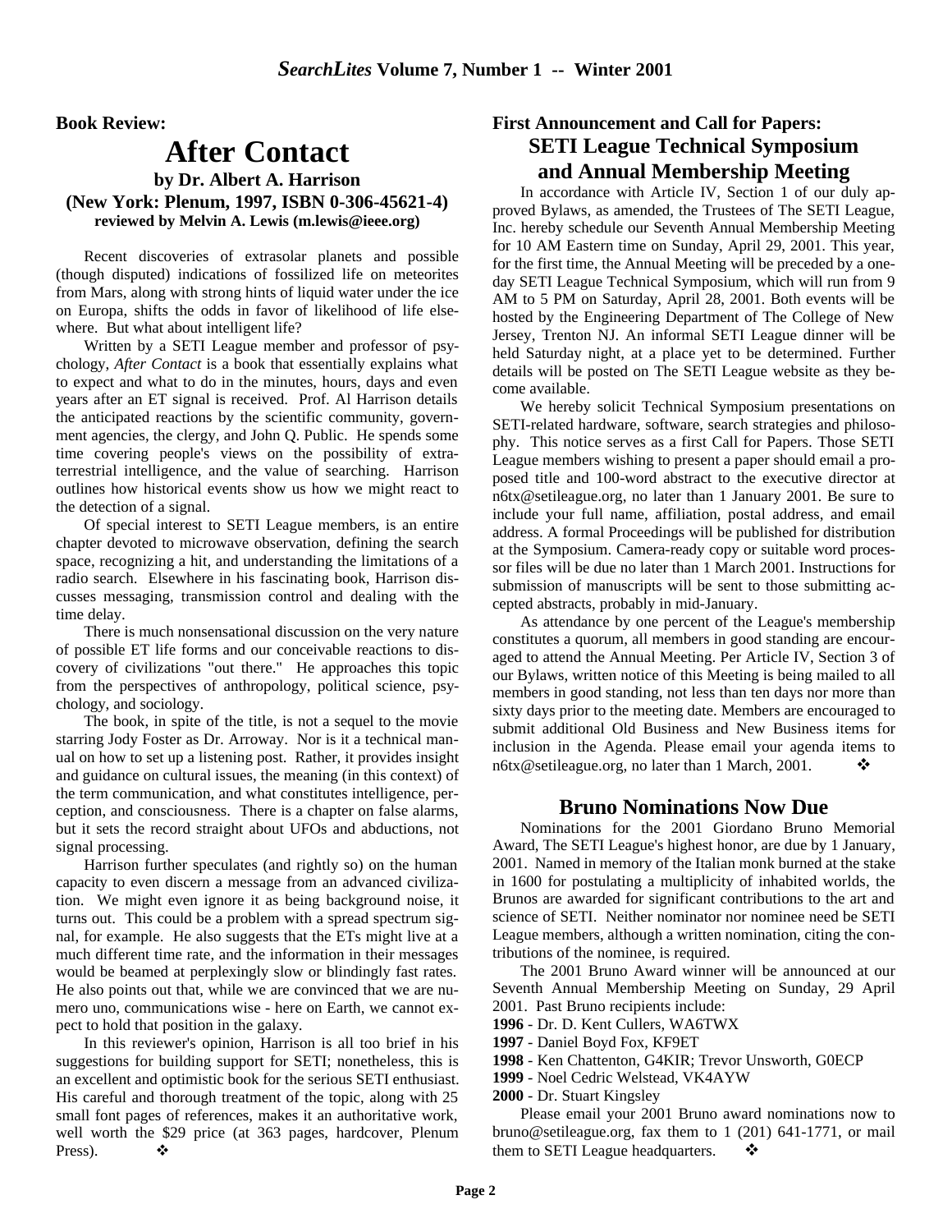**Book Review:**

# After Contact

### by Dr. Albert A. Harrison

### (New York: Plenum, 1997, ISBN 0-306-45621-4)

**reviewed by Melvin A. Lewis (m.lewis@ieee.org)**

Recent discoveries of extrasolar planets and possible (though disputed) indications of fossilized life on meteorites from Mars, along with strong hints of liquid water under the ice on Europa, shifts the odds in favor of likelihood of life elsewhere. But what about intelligent life?

Written by a SETI League member and professor of psychology, *After Contact* is a book that essentially explains what to expect and what to do in the minutes, hours, days and even years after an ET signal is received. Prof. Al Harrison details the anticipated reactions by the scientific community, government agencies, the clergy, and John Q. Public. He spends some time covering people's views on the possibility of extraterrestrial intelligence, and the value of searching. Harrison outlines how historical events show us how we might react to the detection of a signal.

Of special interest to SETI League members, is an entire chapter devoted to microwave observation, defining the search space, recognizing a hit, and understanding the limitations of a radio search. Elsewhere in his fascinating book, Harrison discusses messaging, transmission control and dealing with the time delay.

There is much nonsensational discussion on the very nature of possible ET life forms and our conceivable reactions to discovery of civilizations "out there." He approaches this topic from the perspectives of anthropology, political science, psychology, and sociology.

The book, in spite of the title, is not a sequel to the movie starring Jody Foster as Dr. Arroway. Nor is it a technical manual on how to set up a listening post. Rather, it provides insight and guidance on cultural issues, the meaning (in this context) of the term communication, and what constitutes intelligence, perception, and consciousness. There is a chapter on false alarms, but it sets the record straight about UFOs and abductions, not signal processing.

Harrison further speculates (and rightly so) on the human capacity to even discern a message from an advanced civilization. We might even ignore it as being background noise, it turns out. This could be a problem with a spread spectrum signal, for example. He also suggests that the ETs might live at a much different time rate, and the information in their messages would be beamed at perplexingly slow or blindingly fast rates. He also points out that, while we are convinced that we are numero uno, communications wise - here on Earth, we cannot expect to hold that position in the galaxy.

In this reviewer's opinion, Harrison is all too brief in his suggestions for building support for SETI; nonetheless, this is an excellent and optimistic book for the serious SETI enthusiast. His careful and thorough treatment of the topic, along with 25 small font pages of references, makes it an authoritative work, well worth the $29 price (at 363 pages, hardcover, Plenum Press). ❖

**First Announcement and Call for Papers:**

## SETI League Technical Symposium and Annual Membership Meeting

In accordance with Article IV, Section 1 of our duly approved Bylaws, as amended, the Trustees of The SETI League, Inc. hereby schedule our Seventh Annual Membership Meeting for 10 AM Eastern time on Sunday, April 29, 2001. This year, for the first time, the Annual Meeting will be preceded by a one-day SETI League Technical Symposium, which will run from 9 AM to 5 PM on Saturday, April 28, 2001. Both events will be hosted by the Engineering Department of The College of New Jersey, Trenton NJ. An informal SETI League dinner will be held Saturday night, at a place yet to be determined. Further details will be posted on The SETI League website as they become available.

We hereby solicit Technical Symposium presentations on SETI-related hardware, software, search strategies and philosophy. This notice serves as a first Call for Papers. Those SETI League members wishing to present a paper should email a proposed title and 100-word abstract to the executive director at n6tx@setileague.org, no later than 1 January 2001. Be sure to include your full name, affiliation, postal address, and email address. A formal Proceedings will be published for distribution at the Symposium. Camera-ready copy or suitable word processor files will be due no later than 1 March 2001. Instructions for submission of manuscripts will be sent to those submitting accepted abstracts, probably in mid-January.

As attendance by one percent of the League's membership constitutes a quorum, all members in good standing are encouraged to attend the Annual Meeting. Per Article IV, Section 3 of our Bylaws, written notice of this Meeting is being mailed to all members in good standing, not less than ten days nor more than sixty days prior to the meeting date. Members are encouraged to submit additional Old Business and New Business items for inclusion in the Agenda. Please email your agenda items to n6tx@setileague.org, no later than 1 March, 2001. ❖

## Bruno Nominations Now Due

Nominations for the 2001 Giordano Bruno Memorial Award, The SETI League's highest honor, are due by 1 January, 2001. Named in memory of the Italian monk burned at the stake in 1600 for postulating a multiplicity of inhabited worlds, the Brunos are awarded for significant contributions to the art and science of SETI. Neither nominator nor nominee need be SETI League members, although a written nomination, citing the contributions of the nominee, is required.

The 2001 Bruno Award winner will be announced at our Seventh Annual Membership Meeting on Sunday, 29 April 2001. Past Bruno recipients include:

**1996** - Dr. D. Kent Cullers, WA6TWX
**1997** - Daniel Boyd Fox, KF9ET
**1998** - Ken Chattenton, G4KIR; Trevor Unsworth, G0ECP
**1999** - Noel Cedric Welstead, VK4AYW
**2000** - Dr. Stuart Kingsley

Please email your 2001 Bruno award nominations now to bruno@setileague.org, fax them to 1 (201) 641-1771, or mail them to SETI League headquarters. ❖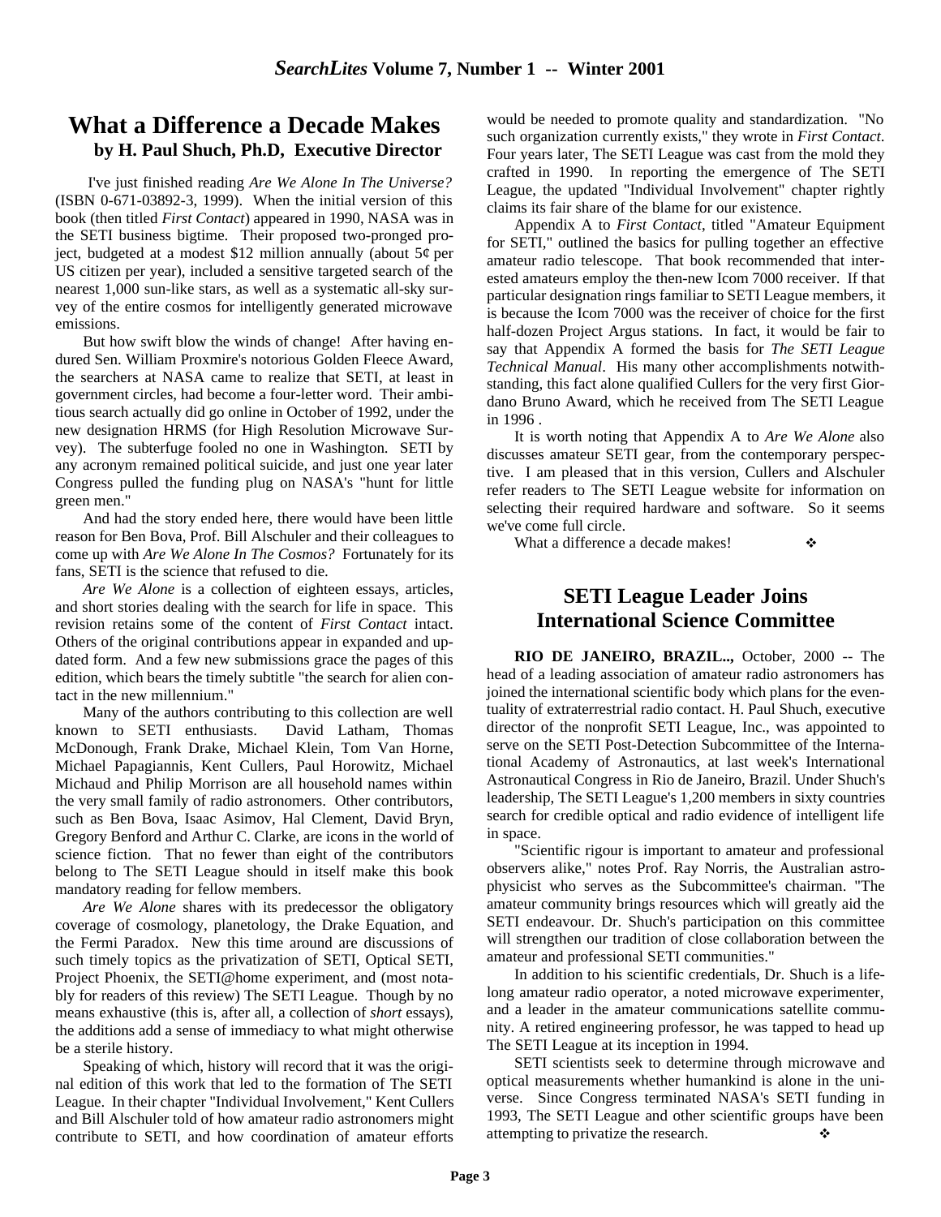## What a Difference a Decade Makes

**by H. Paul Shuch, Ph.D, Executive Director**

I've just finished reading *Are We Alone In The Universe?* (ISBN 0-671-03892-3, 1999). When the initial version of this book (then titled *First Contact*) appeared in 1990, NASA was in the SETI business bigtime. Their proposed two-pronged project, budgeted at a modest $12 million annually (about 5¢ per US citizen per year), included a sensitive targeted search of the nearest 1,000 sun-like stars, as well as a systematic all-sky survey of the entire cosmos for intelligently generated microwave emissions.

But how swift blow the winds of change! After having endured Sen. William Proxmire's notorious Golden Fleece Award, the searchers at NASA came to realize that SETI, at least in government circles, had become a four-letter word. Their ambitious search actually did go online in October of 1992, under the new designation HRMS (for High Resolution Microwave Survey). The subterfuge fooled no one in Washington. SETI by any acronym remained political suicide, and just one year later Congress pulled the funding plug on NASA's "hunt for little green men."

And had the story ended here, there would have been little reason for Ben Bova, Prof. Bill Alschuler and their colleagues to come up with *Are We Alone In The Cosmos?* Fortunately for its fans, SETI is the science that refused to die.

*Are We Alone* is a collection of eighteen essays, articles, and short stories dealing with the search for life in space. This revision retains some of the content of *First Contact* intact. Others of the original contributions appear in expanded and updated form. And a few new submissions grace the pages of this edition, which bears the timely subtitle "the search for alien contact in the new millennium."

Many of the authors contributing to this collection are well known to SETI enthusiasts. David Latham, Thomas McDonough, Frank Drake, Michael Klein, Tom Van Horne, Michael Papagiannis, Kent Cullers, Paul Horowitz, Michael Michaud and Philip Morrison are all household names within the very small family of radio astronomers. Other contributors, such as Ben Bova, Isaac Asimov, Hal Clement, David Bryn, Gregory Benford and Arthur C. Clarke, are icons in the world of science fiction. That no fewer than eight of the contributors belong to The SETI League should in itself make this book mandatory reading for fellow members.

*Are We Alone* shares with its predecessor the obligatory coverage of cosmology, planetology, the Drake Equation, and the Fermi Paradox. New this time around are discussions of such timely topics as the privatization of SETI, Optical SETI, Project Phoenix, the SETI@home experiment, and (most notably for readers of this review) The SETI League. Though by no means exhaustive (this is, after all, a collection of *short* essays), the additions add a sense of immediacy to what might otherwise be a sterile history.

Speaking of which, history will record that it was the original edition of this work that led to the formation of The SETI League. In their chapter "Individual Involvement," Kent Cullers and Bill Alschuler told of how amateur radio astronomers might contribute to SETI, and how coordination of amateur efforts would be needed to promote quality and standardization. "No such organization currently exists," they wrote in *First Contact*. Four years later, The SETI League was cast from the mold they crafted in 1990. In reporting the emergence of The SETI League, the updated "Individual Involvement" chapter rightly claims its fair share of the blame for our existence.

Appendix A to *First Contact*, titled "Amateur Equipment for SETI," outlined the basics for pulling together an effective amateur radio telescope. That book recommended that interested amateurs employ the then-new Icom 7000 receiver. If that particular designation rings familiar to SETI League members, it is because the Icom 7000 was the receiver of choice for the first half-dozen Project Argus stations. In fact, it would be fair to say that Appendix A formed the basis for *The SETI League Technical Manual*. His many other accomplishments notwithstanding, this fact alone qualified Cullers for the very first Giordano Bruno Award, which he received from The SETI League in 1996 .

It is worth noting that Appendix A to *Are We Alone* also discusses amateur SETI gear, from the contemporary perspective. I am pleased that in this version, Cullers and Alschuler refer readers to The SETI League website for information on selecting their required hardware and software. So it seems we've come full circle.

What a difference a decade makes! ❖

## SETI League Leader Joins International Science Committee

**RIO DE JANEIRO, BRAZIL..,** October, 2000 -- The head of a leading association of amateur radio astronomers has joined the international scientific body which plans for the eventuality of extraterrestrial radio contact. H. Paul Shuch, executive director of the nonprofit SETI League, Inc., was appointed to serve on the SETI Post-Detection Subcommittee of the International Academy of Astronautics, at last week's International Astronautical Congress in Rio de Janeiro, Brazil. Under Shuch's leadership, The SETI League's 1,200 members in sixty countries search for credible optical and radio evidence of intelligent life in space.

"Scientific rigour is important to amateur and professional observers alike," notes Prof. Ray Norris, the Australian astrophysicist who serves as the Subcommittee's chairman. "The amateur community brings resources which will greatly aid the SETI endeavour. Dr. Shuch's participation on this committee will strengthen our tradition of close collaboration between the amateur and professional SETI communities."

In addition to his scientific credentials, Dr. Shuch is a lifelong amateur radio operator, a noted microwave experimenter, and a leader in the amateur communications satellite community. A retired engineering professor, he was tapped to head up The SETI League at its inception in 1994.

SETI scientists seek to determine through microwave and optical measurements whether humankind is alone in the universe. Since Congress terminated NASA's SETI funding in 1993, The SETI League and other scientific groups have been attempting to privatize the research. ❖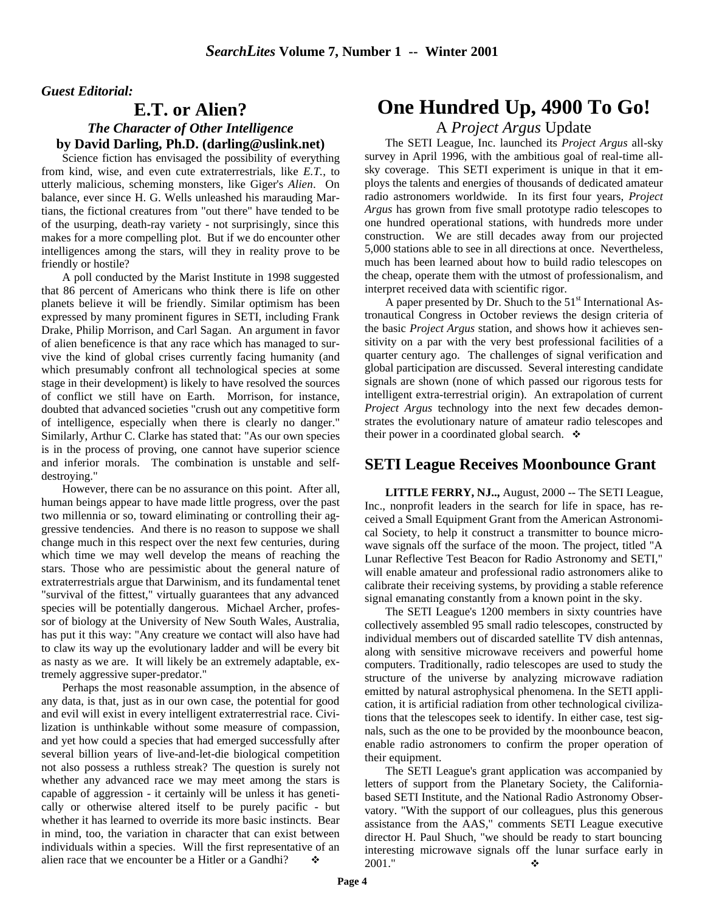*Guest Editorial:*

## E.T. or Alien?

### *The Character of Other Intelligence*

**by David Darling, Ph.D. (darling@uslink.net)**

Science fiction has envisaged the possibility of everything from kind, wise, and even cute extraterrestrials, like *E.T.*, to utterly malicious, scheming monsters, like Giger's *Alien*. On balance, ever since H. G. Wells unleashed his marauding Martians, the fictional creatures from "out there" have tended to be of the usurping, death-ray variety - not surprisingly, since this makes for a more compelling plot. But if we do encounter other intelligences among the stars, will they in reality prove to be friendly or hostile?

A poll conducted by the Marist Institute in 1998 suggested that 86 percent of Americans who think there is life on other planets believe it will be friendly. Similar optimism has been expressed by many prominent figures in SETI, including Frank Drake, Philip Morrison, and Carl Sagan. An argument in favor of alien beneficence is that any race which has managed to survive the kind of global crises currently facing humanity (and which presumably confront all technological species at some stage in their development) is likely to have resolved the sources of conflict we still have on Earth. Morrison, for instance, doubted that advanced societies "crush out any competitive form of intelligence, especially when there is clearly no danger." Similarly, Arthur C. Clarke has stated that: "As our own species is in the process of proving, one cannot have superior science and inferior morals. The combination is unstable and self-destroying."

However, there can be no assurance on this point. After all, human beings appear to have made little progress, over the past two millennia or so, toward eliminating or controlling their aggressive tendencies. And there is no reason to suppose we shall change much in this respect over the next few centuries, during which time we may well develop the means of reaching the stars. Those who are pessimistic about the general nature of extraterrestrials argue that Darwinism, and its fundamental tenet "survival of the fittest," virtually guarantees that any advanced species will be potentially dangerous. Michael Archer, professor of biology at the University of New South Wales, Australia, has put it this way: "Any creature we contact will also have had to claw its way up the evolutionary ladder and will be every bit as nasty as we are. It will likely be an extremely adaptable, extremely aggressive super-predator."

Perhaps the most reasonable assumption, in the absence of any data, is that, just as in our own case, the potential for good and evil will exist in every intelligent extraterrestrial race. Civilization is unthinkable without some measure of compassion, and yet how could a species that had emerged successfully after several billion years of live-and-let-die biological competition not also possess a ruthless streak? The question is surely not whether any advanced race we may meet among the stars is capable of aggression - it certainly will be unless it has genetically or otherwise altered itself to be purely pacific - but whether it has learned to override its more basic instincts. Bear in mind, too, the variation in character that can exist between individuals within a species. Will the first representative of an alien race that we encounter be a Hitler or a Gandhi? ❖

# One Hundred Up, 4900 To Go!

### A *Project Argus* Update

The SETI League, Inc. launched its *Project Argus* all-sky survey in April 1996, with the ambitious goal of real-time all-sky coverage. This SETI experiment is unique in that it employs the talents and energies of thousands of dedicated amateur radio astronomers worldwide. In its first four years, *Project Argus* has grown from five small prototype radio telescopes to one hundred operational stations, with hundreds more under construction. We are still decades away from our projected 5,000 stations able to see in all directions at once. Nevertheless, much has been learned about how to build radio telescopes on the cheap, operate them with the utmost of professionalism, and interpret received data with scientific rigor.

A paper presented by Dr. Shuch to the 51st International Astronautical Congress in October reviews the design criteria of the basic *Project Argus* station, and shows how it achieves sensitivity on a par with the very best professional facilities of a quarter century ago. The challenges of signal verification and global participation are discussed. Several interesting candidate signals are shown (none of which passed our rigorous tests for intelligent extra-terrestrial origin). An extrapolation of current *Project Argus* technology into the next few decades demonstrates the evolutionary nature of amateur radio telescopes and their power in a coordinated global search. ❖

## SETI League Receives Moonbounce Grant

**LITTLE FERRY, NJ..,** August, 2000 -- The SETI League, Inc., nonprofit leaders in the search for life in space, has received a Small Equipment Grant from the American Astronomical Society, to help it construct a transmitter to bounce microwave signals off the surface of the moon. The project, titled "A Lunar Reflective Test Beacon for Radio Astronomy and SETI," will enable amateur and professional radio astronomers alike to calibrate their receiving systems, by providing a stable reference signal emanating constantly from a known point in the sky.

The SETI League's 1200 members in sixty countries have collectively assembled 95 small radio telescopes, constructed by individual members out of discarded satellite TV dish antennas, along with sensitive microwave receivers and powerful home computers. Traditionally, radio telescopes are used to study the structure of the universe by analyzing microwave radiation emitted by natural astrophysical phenomena. In the SETI application, it is artificial radiation from other technological civilizations that the telescopes seek to identify. In either case, test signals, such as the one to be provided by the moonbounce beacon, enable radio astronomers to confirm the proper operation of their equipment.

The SETI League's grant application was accompanied by letters of support from the Planetary Society, the California-based SETI Institute, and the National Radio Astronomy Observatory. "With the support of our colleagues, plus this generous assistance from the AAS," comments SETI League executive director H. Paul Shuch, "we should be ready to start bouncing interesting microwave signals off the lunar surface early in 2001." ❖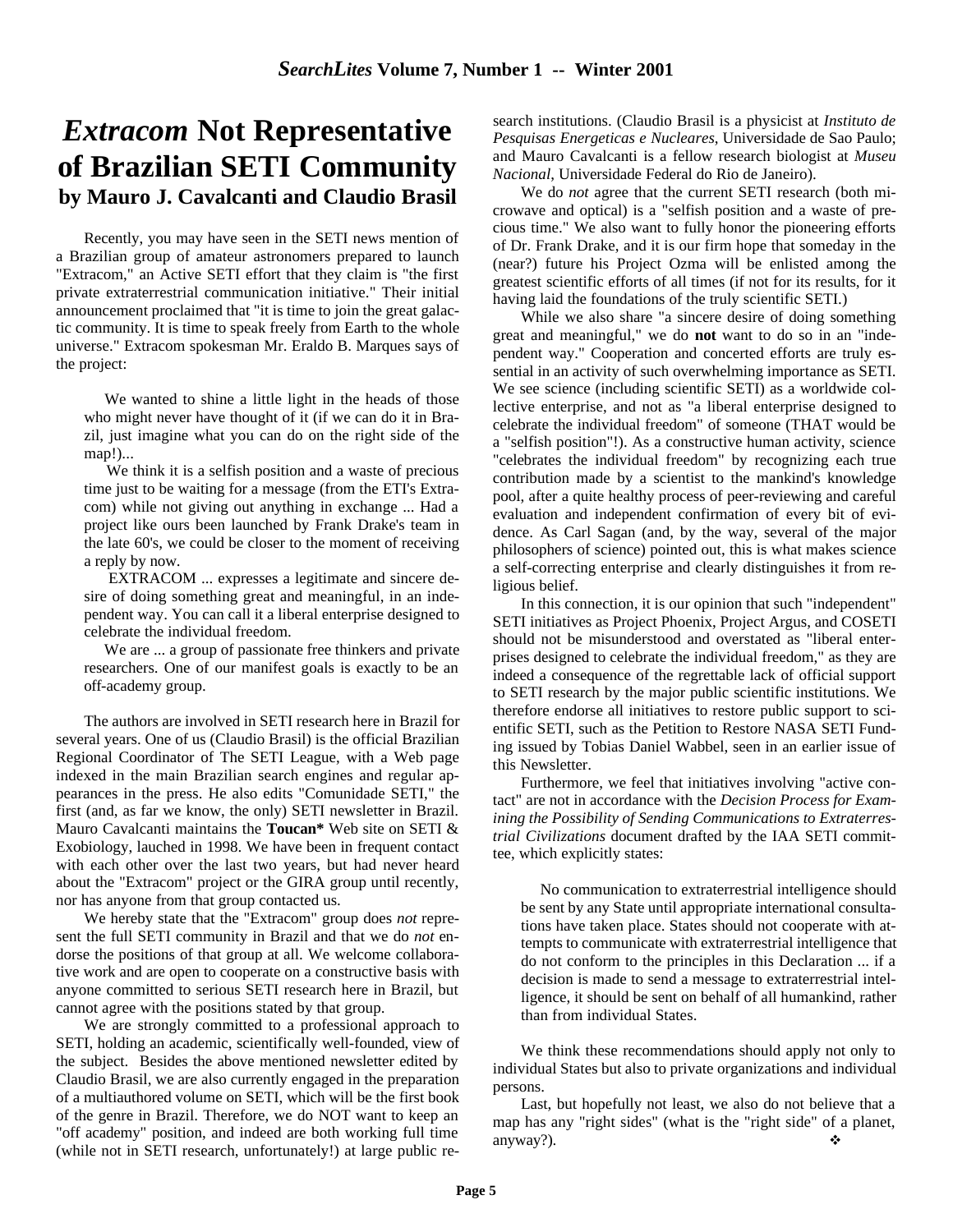# *Extracom* Not Representative of Brazilian SETI Community

**by Mauro J. Cavalcanti and Claudio Brasil**

Recently, you may have seen in the SETI news mention of a Brazilian group of amateur astronomers prepared to launch "Extracom," an Active SETI effort that they claim is "the first private extraterrestrial communication initiative." Their initial announcement proclaimed that "it is time to join the great galactic community. It is time to speak freely from Earth to the whole universe." Extracom spokesman Mr. Eraldo B. Marques says of the project:

> We wanted to shine a little light in the heads of those who might never have thought of it (if we can do it in Brazil, just imagine what you can do on the right side of the map!)...
>
> We think it is a selfish position and a waste of precious time just to be waiting for a message (from the ETI's Extracom) while not giving out anything in exchange ... Had a project like ours been launched by Frank Drake's team in the late 60's, we could be closer to the moment of receiving a reply by now.
>
> EXTRACOM ... expresses a legitimate and sincere desire of doing something great and meaningful, in an independent way. You can call it a liberal enterprise designed to celebrate the individual freedom.
>
> We are ... a group of passionate free thinkers and private researchers. One of our manifest goals is exactly to be an off-academy group.

The authors are involved in SETI research here in Brazil for several years. One of us (Claudio Brasil) is the official Brazilian Regional Coordinator of The SETI League, with a Web page indexed in the main Brazilian search engines and regular appearances in the press. He also edits "Comunidade SETI," the first (and, as far we know, the only) SETI newsletter in Brazil. Mauro Cavalcanti maintains the **Toucan*** Web site on SETI & Exobiology, lauched in 1998. We have been in frequent contact with each other over the last two years, but had never heard about the "Extracom" project or the GIRA group until recently, nor has anyone from that group contacted us.

We hereby state that the "Extracom" group does *not* represent the full SETI community in Brazil and that we do *not* endorse the positions of that group at all. We welcome collaborative work and are open to cooperate on a constructive basis with anyone committed to serious SETI research here in Brazil, but cannot agree with the positions stated by that group.

We are strongly committed to a professional approach to SETI, holding an academic, scientifically well-founded, view of the subject. Besides the above mentioned newsletter edited by Claudio Brasil, we are also currently engaged in the preparation of a multiauthored volume on SETI, which will be the first book of the genre in Brazil. Therefore, we do NOT want to keep an "off academy" position, and indeed are both working full time (while not in SETI research, unfortunately!) at large public research institutions. (Claudio Brasil is a physicist at *Instituto de Pesquisas Energeticas e Nucleares*, Universidade de Sao Paulo; and Mauro Cavalcanti is a fellow research biologist at *Museu Nacional*, Universidade Federal do Rio de Janeiro).

We do *not* agree that the current SETI research (both microwave and optical) is a "selfish position and a waste of precious time." We also want to fully honor the pioneering efforts of Dr. Frank Drake, and it is our firm hope that someday in the (near?) future his Project Ozma will be enlisted among the greatest scientific efforts of all times (if not for its results, for it having laid the foundations of the truly scientific SETI.)

While we also share "a sincere desire of doing something great and meaningful," we do **not** want to do so in an "independent way." Cooperation and concerted efforts are truly essential in an activity of such overwhelming importance as SETI. We see science (including scientific SETI) as a worldwide collective enterprise, and not as "a liberal enterprise designed to celebrate the individual freedom" of someone (THAT would be a "selfish position"!). As a constructive human activity, science "celebrates the individual freedom" by recognizing each true contribution made by a scientist to the mankind's knowledge pool, after a quite healthy process of peer-reviewing and careful evaluation and independent confirmation of every bit of evidence. As Carl Sagan (and, by the way, several of the major philosophers of science) pointed out, this is what makes science a self-correcting enterprise and clearly distinguishes it from religious belief.

In this connection, it is our opinion that such "independent" SETI initiatives as Project Phoenix, Project Argus, and COSETI should not be misunderstood and overstated as "liberal enterprises designed to celebrate the individual freedom," as they are indeed a consequence of the regrettable lack of official support to SETI research by the major public scientific institutions. We therefore endorse all initiatives to restore public support to scientific SETI, such as the Petition to Restore NASA SETI Funding issued by Tobias Daniel Wabbel, seen in an earlier issue of this Newsletter.

Furthermore, we feel that initiatives involving "active contact" are not in accordance with the *Decision Process for Examining the Possibility of Sending Communications to Extraterrestrial Civilizations* document drafted by the IAA SETI committee, which explicitly states:

> No communication to extraterrestrial intelligence should be sent by any State until appropriate international consultations have taken place. States should not cooperate with attempts to communicate with extraterrestrial intelligence that do not conform to the principles in this Declaration ... if a decision is made to send a message to extraterrestrial intelligence, it should be sent on behalf of all humankind, rather than from individual States.

We think these recommendations should apply not only to individual States but also to private organizations and individual persons.

Last, but hopefully not least, we also do not believe that a map has any "right sides" (what is the "right side" of a planet, anyway?). ❖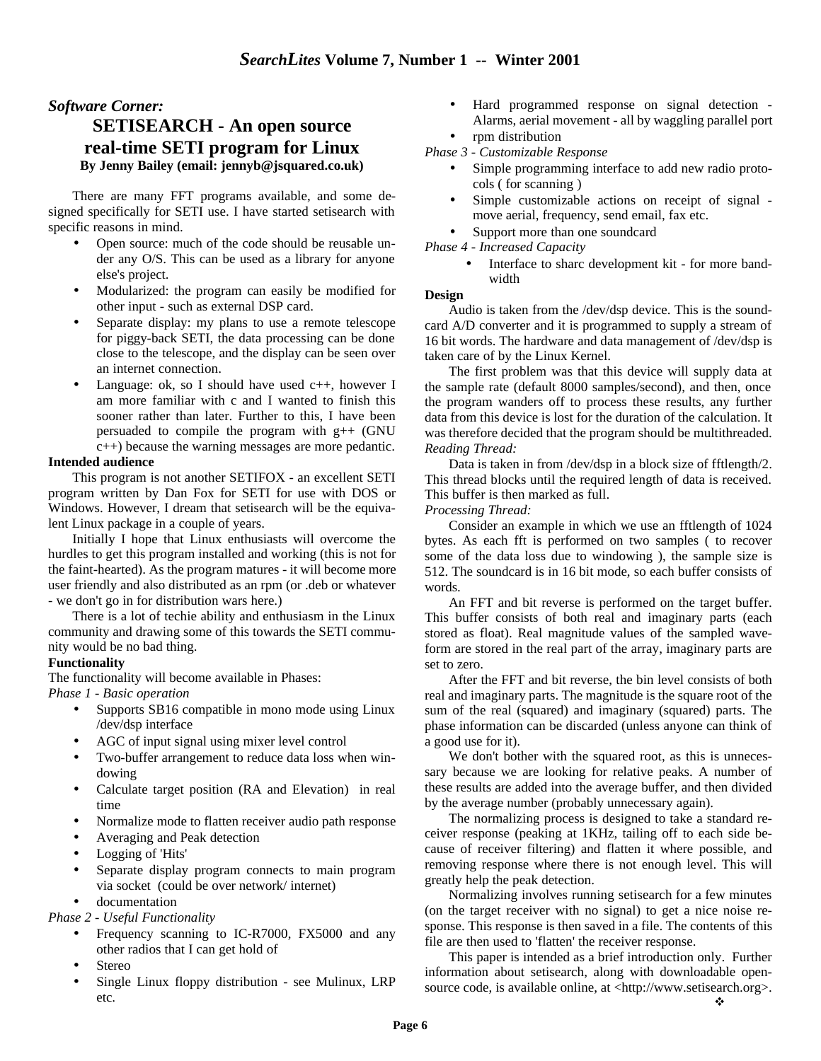*Software Corner:*

# SETISEARCH - An open source real-time SETI program for Linux

**By Jenny Bailey (email: jennyb@jsquared.co.uk)**

There are many FFT programs available, and some designed specifically for SETI use. I have started setisearch with specific reasons in mind.

- Open source: much of the code should be reusable under any O/S. This can be used as a library for anyone else's project.
- Modularized: the program can easily be modified for other input - such as external DSP card.
- Separate display: my plans to use a remote telescope for piggy-back SETI, the data processing can be done close to the telescope, and the display can be seen over an internet connection.
- Language: ok, so I should have used c++, however I am more familiar with c and I wanted to finish this sooner rather than later. Further to this, I have been persuaded to compile the program with g++ (GNU c++) because the warning messages are more pedantic.

**Intended audience**

This program is not another SETIFOX - an excellent SETI program written by Dan Fox for SETI for use with DOS or Windows. However, I dream that setisearch will be the equivalent Linux package in a couple of years.

Initially I hope that Linux enthusiasts will overcome the hurdles to get this program installed and working (this is not for the faint-hearted). As the program matures - it will become more user friendly and also distributed as an rpm (or .deb or whatever - we don't go in for distribution wars here.)

There is a lot of techie ability and enthusiasm in the Linux community and drawing some of this towards the SETI community would be no bad thing.

**Functionality**

The functionality will become available in Phases:

*Phase 1 - Basic operation*

- Supports SB16 compatible in mono mode using Linux /dev/dsp interface
- AGC of input signal using mixer level control
- Two-buffer arrangement to reduce data loss when windowing
- Calculate target position (RA and Elevation) in real time
- Normalize mode to flatten receiver audio path response
- Averaging and Peak detection
- Logging of 'Hits'
- Separate display program connects to main program via socket (could be over network/ internet)
- documentation

*Phase 2 - Useful Functionality*

- Frequency scanning to IC-R7000, FX5000 and any other radios that I can get hold of
- Stereo
- Single Linux floppy distribution - see Mulinux, LRP etc.
- Hard programmed response on signal detection - Alarms, aerial movement - all by waggling parallel port
- rpm distribution

*Phase 3 - Customizable Response*

- Simple programming interface to add new radio protocols ( for scanning )
- Simple customizable actions on receipt of signal - move aerial, frequency, send email, fax etc.
- Support more than one soundcard

*Phase 4 - Increased Capacity*

- Interface to sharc development kit - for more bandwidth

**Design**

Audio is taken from the /dev/dsp device. This is the soundcard A/D converter and it is programmed to supply a stream of 16 bit words. The hardware and data management of /dev/dsp is taken care of by the Linux Kernel.

The first problem was that this device will supply data at the sample rate (default 8000 samples/second), and then, once the program wanders off to process these results, any further data from this device is lost for the duration of the calculation. It was therefore decided that the program should be multithreaded.

*Reading Thread:*

Data is taken in from /dev/dsp in a block size of fftlength/2. This thread blocks until the required length of data is received. This buffer is then marked as full.

*Processing Thread:*

Consider an example in which we use an fftlength of 1024 bytes. As each fft is performed on two samples ( to recover some of the data loss due to windowing ), the sample size is 512. The soundcard is in 16 bit mode, so each buffer consists of words.

An FFT and bit reverse is performed on the target buffer. This buffer consists of both real and imaginary parts (each stored as float). Real magnitude values of the sampled waveform are stored in the real part of the array, imaginary parts are set to zero.

After the FFT and bit reverse, the bin level consists of both real and imaginary parts. The magnitude is the square root of the sum of the real (squared) and imaginary (squared) parts. The phase information can be discarded (unless anyone can think of a good use for it).

We don't bother with the squared root, as this is unnecessary because we are looking for relative peaks. A number of these results are added into the average buffer, and then divided by the average number (probably unnecessary again).

The normalizing process is designed to take a standard receiver response (peaking at 1KHz, tailing off to each side because of receiver filtering) and flatten it where possible, and removing response where there is not enough level. This will greatly help the peak detection.

Normalizing involves running setisearch for a few minutes (on the target receiver with no signal) to get a nice noise response. This response is then saved in a file. The contents of this file are then used to 'flatten' the receiver response.

This paper is intended as a brief introduction only. Further information about setisearch, along with downloadable open-source code, is available online, at <http://www.setisearch.org>. ❖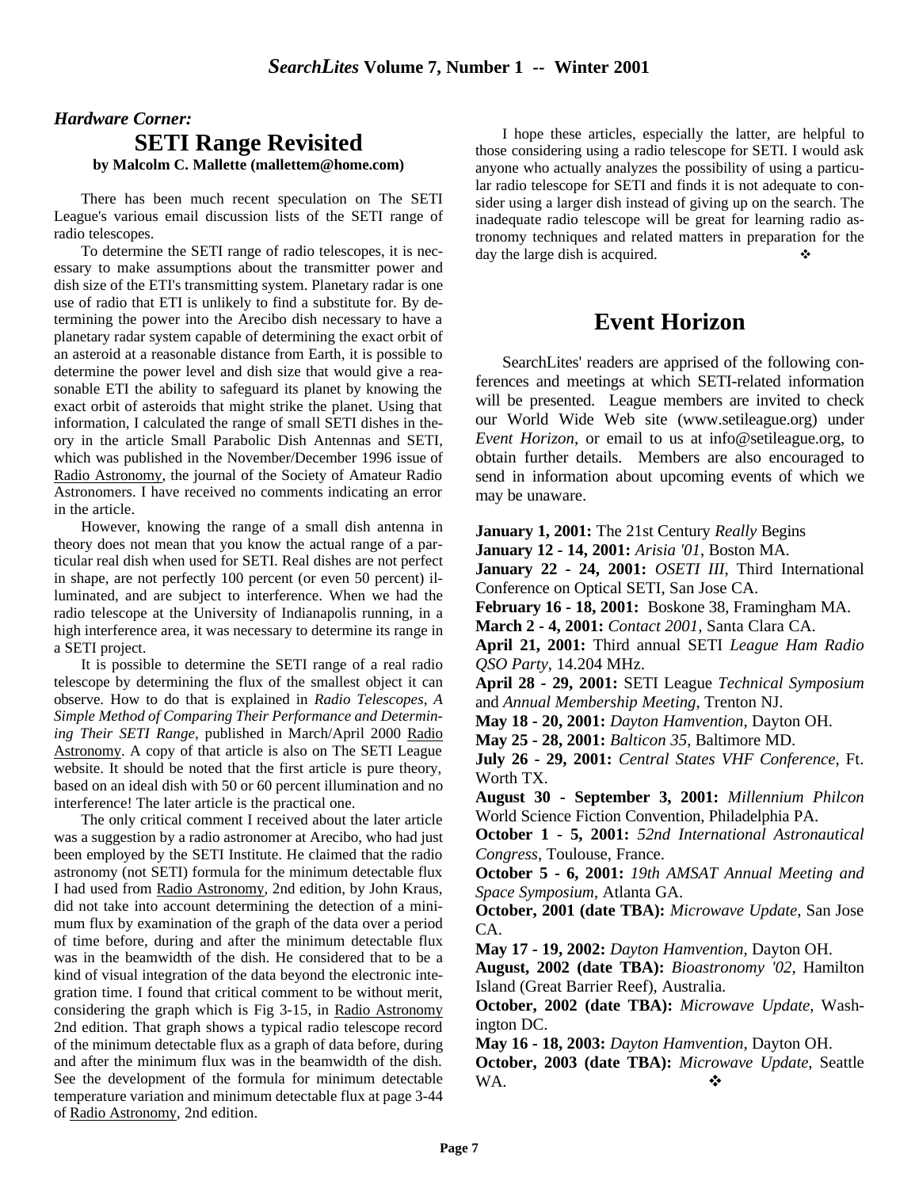*Hardware Corner:*

## SETI Range Revisited

**by Malcolm C. Mallette (mallettem@home.com)**

There has been much recent speculation on The SETI League's various email discussion lists of the SETI range of radio telescopes.

To determine the SETI range of radio telescopes, it is necessary to make assumptions about the transmitter power and dish size of the ETI's transmitting system. Planetary radar is one use of radio that ETI is unlikely to find a substitute for. By determining the power into the Arecibo dish necessary to have a planetary radar system capable of determining the exact orbit of an asteroid at a reasonable distance from Earth, it is possible to determine the power level and dish size that would give a reasonable ETI the ability to safeguard its planet by knowing the exact orbit of asteroids that might strike the planet. Using that information, I calculated the range of small SETI dishes in theory in the article Small Parabolic Dish Antennas and SETI, which was published in the November/December 1996 issue of Radio Astronomy, the journal of the Society of Amateur Radio Astronomers. I have received no comments indicating an error in the article.

However, knowing the range of a small dish antenna in theory does not mean that you know the actual range of a particular real dish when used for SETI. Real dishes are not perfect in shape, are not perfectly 100 percent (or even 50 percent) illuminated, and are subject to interference. When we had the radio telescope at the University of Indianapolis running, in a high interference area, it was necessary to determine its range in a SETI project.

It is possible to determine the SETI range of a real radio telescope by determining the flux of the smallest object it can observe. How to do that is explained in *Radio Telescopes, A Simple Method of Comparing Their Performance and Determining Their SETI Range*, published in March/April 2000 Radio Astronomy. A copy of that article is also on The SETI League website. It should be noted that the first article is pure theory, based on an ideal dish with 50 or 60 percent illumination and no interference! The later article is the practical one.

The only critical comment I received about the later article was a suggestion by a radio astronomer at Arecibo, who had just been employed by the SETI Institute. He claimed that the radio astronomy (not SETI) formula for the minimum detectable flux I had used from Radio Astronomy, 2nd edition, by John Kraus, did not take into account determining the detection of a minimum flux by examination of the graph of the data over a period of time before, during and after the minimum detectable flux was in the beamwidth of the dish. He considered that to be a kind of visual integration of the data beyond the electronic integration time. I found that critical comment to be without merit, considering the graph which is Fig 3-15, in Radio Astronomy 2nd edition. That graph shows a typical radio telescope record of the minimum detectable flux as a graph of data before, during and after the minimum flux was in the beamwidth of the dish. See the development of the formula for minimum detectable temperature variation and minimum detectable flux at page 3-44 of Radio Astronomy, 2nd edition.

I hope these articles, especially the latter, are helpful to those considering using a radio telescope for SETI. I would ask anyone who actually analyzes the possibility of using a particular radio telescope for SETI and finds it is not adequate to consider using a larger dish instead of giving up on the search. The inadequate radio telescope will be great for learning radio astronomy techniques and related matters in preparation for the day the large dish is acquired. ❖

## Event Horizon

SearchLites' readers are apprised of the following conferences and meetings at which SETI-related information will be presented. League members are invited to check our World Wide Web site (www.setileague.org) under *Event Horizon*, or email to us at info@setileague.org, to obtain further details. Members are also encouraged to send in information about upcoming events of which we may be unaware.

**January 1, 2001:** The 21st Century *Really* Begins
**January 12 - 14, 2001:** *Arisia '01*, Boston MA.
**January 22 - 24, 2001:** *OSETI III*, Third International Conference on Optical SETI, San Jose CA.
**February 16 - 18, 2001:** Boskone 38, Framingham MA.
**March 2 - 4, 2001:** *Contact 2001*, Santa Clara CA.
**April 21, 2001:** Third annual SETI *League Ham Radio QSO Party*, 14.204 MHz.
**April 28 - 29, 2001:** SETI League *Technical Symposium* and *Annual Membership Meeting*, Trenton NJ.
**May 18 - 20, 2001:** *Dayton Hamvention*, Dayton OH.
**May 25 - 28, 2001:** *Balticon 35*, Baltimore MD.
**July 26 - 29, 2001:** *Central States VHF Conference*, Ft. Worth TX.
**August 30 - September 3, 2001:** *Millennium Philcon* World Science Fiction Convention, Philadelphia PA.
**October 1 - 5, 2001:** *52nd International Astronautical Congress*, Toulouse, France.
**October 5 - 6, 2001:** *19th AMSAT Annual Meeting and Space Symposium*, Atlanta GA.
**October, 2001 (date TBA):** *Microwave Update*, San Jose CA.
**May 17 - 19, 2002:** *Dayton Hamvention*, Dayton OH.
**August, 2002 (date TBA):** *Bioastronomy '02*, Hamilton Island (Great Barrier Reef), Australia.
**October, 2002 (date TBA):** *Microwave Update*, Washington DC.
**May 16 - 18, 2003:** *Dayton Hamvention*, Dayton OH.
**October, 2003 (date TBA):** *Microwave Update*, Seattle WA. ❖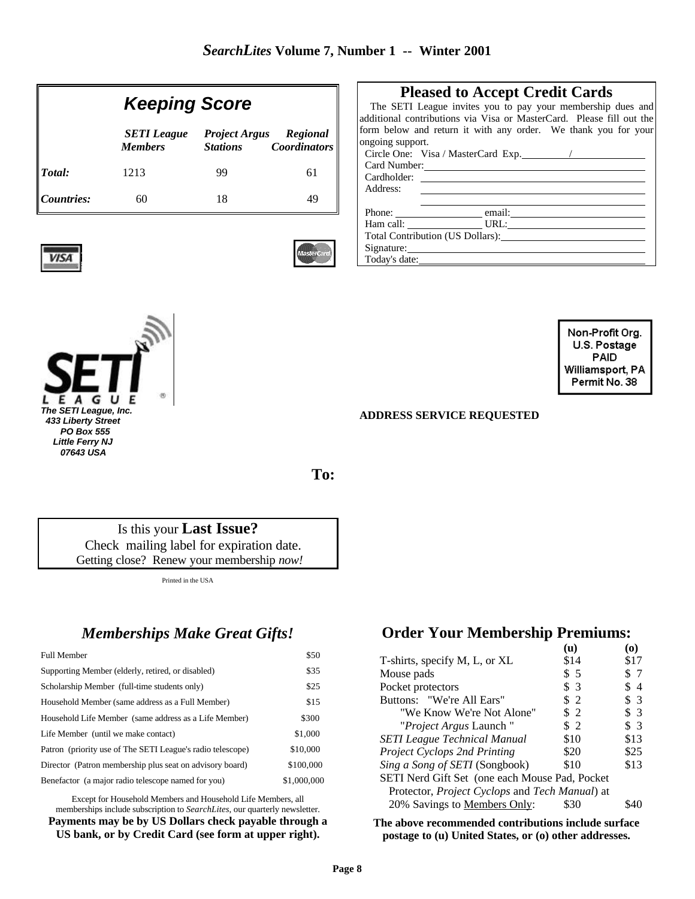## Keeping Score

| | *SETI League Members* | *Project Argus Stations* | *Regional Coordinators* |
|---|---|---|---|
| ***Total:*** | 1213 | 99 | 61 |
| ***Countries:*** | 60 | 18 | 49 |

## Pleased to Accept Credit Cards

The SETI League invites you to pay your membership dues and additional contributions via Visa or MasterCard. Please fill out the form below and return it with any order. We thank you for your ongoing support.

Circle One: Visa / MasterCard Exp.\_\_\_\_\_\_\_\_/\_\_\_\_\_\_\_\_

Card Number:\_\_\_\_\_\_\_\_\_\_\_\_\_\_\_\_\_\_\_\_\_\_\_\_

Cardholder:\_\_\_\_\_\_\_\_\_\_\_\_\_\_\_\_\_\_\_\_\_\_\_\_

Address:\_\_\_\_\_\_\_\_\_\_\_\_\_\_\_\_\_\_\_\_\_\_\_\_

\_\_\_\_\_\_\_\_\_\_\_\_\_\_\_\_\_\_\_\_\_\_\_\_

Phone:\_\_\_\_\_\_\_\_\_\_\_\_ email:\_\_\_\_\_\_\_\_\_\_\_\_

Ham call:\_\_\_\_\_\_\_\_\_\_\_\_ URL:\_\_\_\_\_\_\_\_\_\_\_\_

Total Contribution (US Dollars):\_\_\_\_\_\_\_\_\_\_\_\_

Signature:\_\_\_\_\_\_\_\_\_\_\_\_\_\_\_\_\_\_\_\_\_\_\_\_

Today's date:\_\_\_\_\_\_\_\_\_\_\_\_\_\_\_\_\_\_\_\_\_\_\_\_

*The SETI League, Inc.*
*433 Liberty Street*
*PO Box 555*
*Little Ferry NJ*
*07643 USA*

Non-Profit Org.
U.S. Postage
PAID
Williamsport, PA
Permit No. 38

**ADDRESS SERVICE REQUESTED**

**To:**

Is this your **Last Issue?**
Check mailing label for expiration date.
Getting close? Renew your membership *now!*

Printed in the USA

## *Memberships Make Great Gifts!*

| | |
|---|---|
| Full Member | \$50 |
| Supporting Member (elderly, retired, or disabled) | \$35 |
| Scholarship Member (full-time students only) | \$25 |
| Household Member (same address as a Full Member) | \$15 |
| Household Life Member (same address as a Life Member) | \$300 |
| Life Member (until we make contact) | \$1,000 |
| Patron (priority use of The SETI League's radio telescope) | \$10,000 |
| Director (Patron membership plus seat on advisory board) | \$100,000 |
| Benefactor (a major radio telescope named for you) | \$1,000,000 |

Except for Household Members and Household Life Members, all memberships include subscription to *SearchLites*, our quarterly newsletter.

**Payments may be by US Dollars check payable through a US bank, or by Credit Card (see form at upper right).**

## Order Your Membership Premiums:

| | (u) | (o) |
|---|---|---|
| T-shirts, specify M, L, or XL | \$14 | \$17 |
| Mouse pads | \$ 5 | \$ 7 |
| Pocket protectors | \$ 3 | \$ 4 |
| Buttons: "We're All Ears" | \$ 2 | \$ 3 |
| "We Know We're Not Alone" | \$ 2 | \$ 3 |
| "*Project Argus* Launch " | \$ 2 | \$ 3 |
| *SETI League Technical Manual* | \$10 | \$13 |
| *Project Cyclops 2nd Printing* | \$20 | \$25 |
| *Sing a Song of SETI* (Songbook) | \$10 | \$13 |
| SETI Nerd Gift Set (one each Mouse Pad, Pocket Protector, *Project Cyclops* and *Tech Manual*) at 20% Savings to Members Only: | \$30 | \$40 |

**The above recommended contributions include surface postage to (u) United States, or (o) other addresses.**